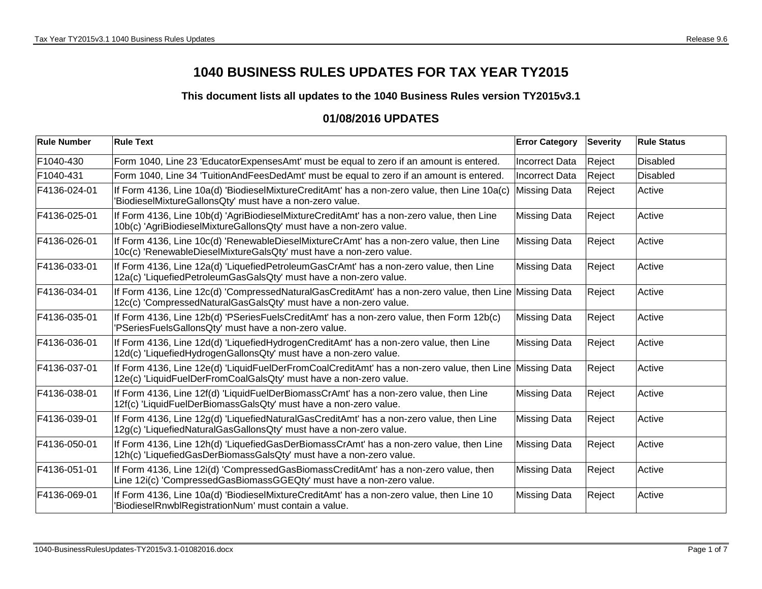# 1040 BUSINESS RULES UPDATES FOR TAX YEAR TY2015

### This document lists all updates to the 1040 Business Rules version TY2015v3.1

## 01/08/2016 UPDATES

| Rule Number | Rule Text | Error Category | Severity | Rule Status |
|---|---|---|---|---|
| F1040-430 | Form 1040, Line 23 'EducatorExpensesAmt' must be equal to zero if an amount is entered. | Incorrect Data | Reject | Disabled |
| F1040-431 | Form 1040, Line 34 'TuitionAndFeesDedAmt' must be equal to zero if an amount is entered. | Incorrect Data | Reject | Disabled |
| F4136-024-01 | If Form 4136, Line 10a(d) 'BiodieselMixtureCreditAmt' has a non-zero value, then Line 10a(c) 'BiodieselMixtureGallonsQty' must have a non-zero value. | Missing Data | Reject | Active |
| F4136-025-01 | If Form 4136, Line 10b(d) 'AgriBiodieselMixtureCreditAmt' has a non-zero value, then Line 10b(c) 'AgriBiodieselMixtureGallonsQty' must have a non-zero value. | Missing Data | Reject | Active |
| F4136-026-01 | If Form 4136, Line 10c(d) 'RenewableDieselMixtureCrAmt' has a non-zero value, then Line 10c(c) 'RenewableDieselMixtureGalsQty' must have a non-zero value. | Missing Data | Reject | Active |
| F4136-033-01 | If Form 4136, Line 12a(d) 'LiquefiedPetroleumGasCrAmt' has a non-zero value, then Line 12a(c) 'LiquefiedPetroleumGasGalsQty' must have a non-zero value. | Missing Data | Reject | Active |
| F4136-034-01 | If Form 4136, Line 12c(d) 'CompressedNaturalGasCreditAmt' has a non-zero value, then Line 12c(c) 'CompressedNaturalGasGalsQty' must have a non-zero value. | Missing Data | Reject | Active |
| F4136-035-01 | If Form 4136, Line 12b(d) 'PSeriesFuelsCreditAmt' has a non-zero value, then Form 12b(c) 'PSeriesFuelsGallonsQty' must have a non-zero value. | Missing Data | Reject | Active |
| F4136-036-01 | If Form 4136, Line 12d(d) 'LiquefiedHydrogenCreditAmt' has a non-zero value, then Line 12d(c) 'LiquefiedHydrogenGallonsQty' must have a non-zero value. | Missing Data | Reject | Active |
| F4136-037-01 | If Form 4136, Line 12e(d) 'LiquidFuelDerFromCoalCreditAmt' has a non-zero value, then Line 12e(c) 'LiquidFuelDerFromCoalGalsQty' must have a non-zero value. | Missing Data | Reject | Active |
| F4136-038-01 | If Form 4136, Line 12f(d) 'LiquidFuelDerBiomassCrAmt' has a non-zero value, then Line 12f(c) 'LiquidFuelDerBiomassGalsQty' must have a non-zero value. | Missing Data | Reject | Active |
| F4136-039-01 | If Form 4136, Line 12g(d) 'LiquefiedNaturalGasCreditAmt' has a non-zero value, then Line 12g(c) 'LiquefiedNaturalGasGallonsQty' must have a non-zero value. | Missing Data | Reject | Active |
| F4136-050-01 | If Form 4136, Line 12h(d) 'LiquefiedGasDerBiomassCrAmt' has a non-zero value, then Line 12h(c) 'LiquefiedGasDerBiomassGalsQty' must have a non-zero value. | Missing Data | Reject | Active |
| F4136-051-01 | If Form 4136, Line 12i(d) 'CompressedGasBiomassCreditAmt' has a non-zero value, then Line 12i(c) 'CompressedGasBiomassGGEQty' must have a non-zero value. | Missing Data | Reject | Active |
| F4136-069-01 | If Form 4136, Line 10a(d) 'BiodieselMixtureCreditAmt' has a non-zero value, then Line 10 'BiodieselRnwblRegistrationNum' must contain a value. | Missing Data | Reject | Active |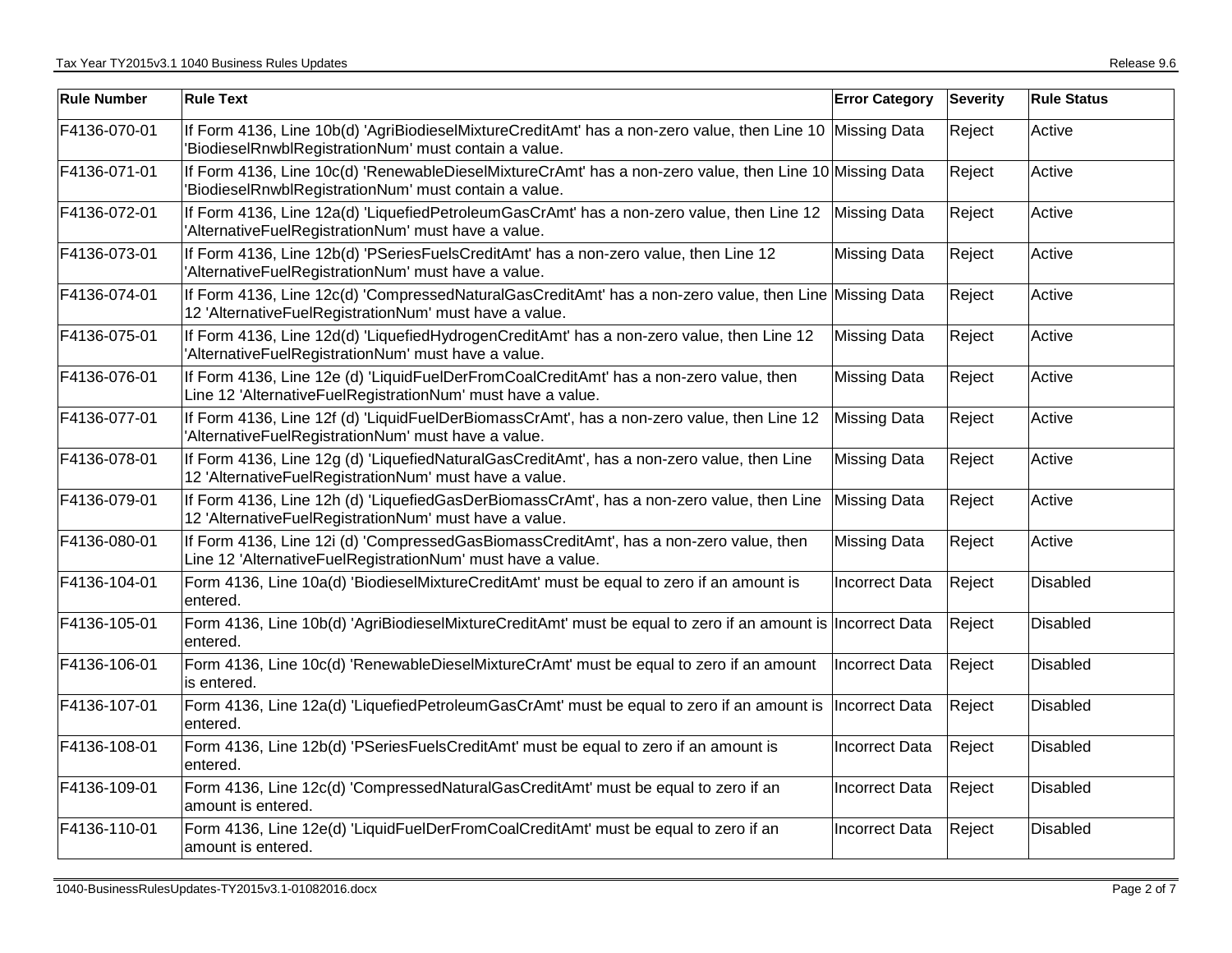| Rule Number | Rule Text | Error Category | Severity | Rule Status |
|---|---|---|---|---|
| F4136-070-01 | If Form 4136, Line 10b(d) 'AgriBiodieselMixtureCreditAmt' has a non-zero value, then Line 10 'BiodieselRnwblRegistrationNum' must contain a value. | Missing Data | Reject | Active |
| F4136-071-01 | If Form 4136, Line 10c(d) 'RenewableDieselMixtureCrAmt' has a non-zero value, then Line 10 'BiodieselRnwblRegistrationNum' must contain a value. | Missing Data | Reject | Active |
| F4136-072-01 | If Form 4136, Line 12a(d) 'LiquefiedPetroleumGasCrAmt' has a non-zero value, then Line 12 'AlternativeFuelRegistrationNum' must have a value. | Missing Data | Reject | Active |
| F4136-073-01 | If Form 4136, Line 12b(d) 'PSeriesFuelsCreditAmt' has a non-zero value, then Line 12 'AlternativeFuelRegistrationNum' must have a value. | Missing Data | Reject | Active |
| F4136-074-01 | If Form 4136, Line 12c(d) 'CompressedNaturalGasCreditAmt' has a non-zero value, then Line 12 'AlternativeFuelRegistrationNum' must have a value. | Missing Data | Reject | Active |
| F4136-075-01 | If Form 4136, Line 12d(d) 'LiquefiedHydrogenCreditAmt' has a non-zero value, then Line 12 'AlternativeFuelRegistrationNum' must have a value. | Missing Data | Reject | Active |
| F4136-076-01 | If Form 4136, Line 12e (d) 'LiquidFuelDerFromCoalCreditAmt' has a non-zero value, then Line 12 'AlternativeFuelRegistrationNum' must have a value. | Missing Data | Reject | Active |
| F4136-077-01 | If Form 4136, Line 12f (d) 'LiquidFuelDerBiomassCrAmt', has a non-zero value, then Line 12 'AlternativeFuelRegistrationNum' must have a value. | Missing Data | Reject | Active |
| F4136-078-01 | If Form 4136, Line 12g (d) 'LiquefiedNaturalGasCreditAmt', has a non-zero value, then Line 12 'AlternativeFuelRegistrationNum' must have a value. | Missing Data | Reject | Active |
| F4136-079-01 | If Form 4136, Line 12h (d) 'LiquefiedGasDerBiomassCrAmt', has a non-zero value, then Line 12 'AlternativeFuelRegistrationNum' must have a value. | Missing Data | Reject | Active |
| F4136-080-01 | If Form 4136, Line 12i (d) 'CompressedGasBiomassCreditAmt', has a non-zero value, then Line 12 'AlternativeFuelRegistrationNum' must have a value. | Missing Data | Reject | Active |
| F4136-104-01 | Form 4136, Line 10a(d) 'BiodieselMixtureCreditAmt' must be equal to zero if an amount is entered. | Incorrect Data | Reject | Disabled |
| F4136-105-01 | Form 4136, Line 10b(d) 'AgriBiodieselMixtureCreditAmt' must be equal to zero if an amount is entered. | Incorrect Data | Reject | Disabled |
| F4136-106-01 | Form 4136, Line 10c(d) 'RenewableDieselMixtureCrAmt' must be equal to zero if an amount is entered. | Incorrect Data | Reject | Disabled |
| F4136-107-01 | Form 4136, Line 12a(d) 'LiquefiedPetroleumGasCrAmt' must be equal to zero if an amount is entered. | Incorrect Data | Reject | Disabled |
| F4136-108-01 | Form 4136, Line 12b(d) 'PSeriesFuelsCreditAmt' must be equal to zero if an amount is entered. | Incorrect Data | Reject | Disabled |
| F4136-109-01 | Form 4136, Line 12c(d) 'CompressedNaturalGasCreditAmt' must be equal to zero if an amount is entered. | Incorrect Data | Reject | Disabled |
| F4136-110-01 | Form 4136, Line 12e(d) 'LiquidFuelDerFromCoalCreditAmt' must be equal to zero if an amount is entered. | Incorrect Data | Reject | Disabled |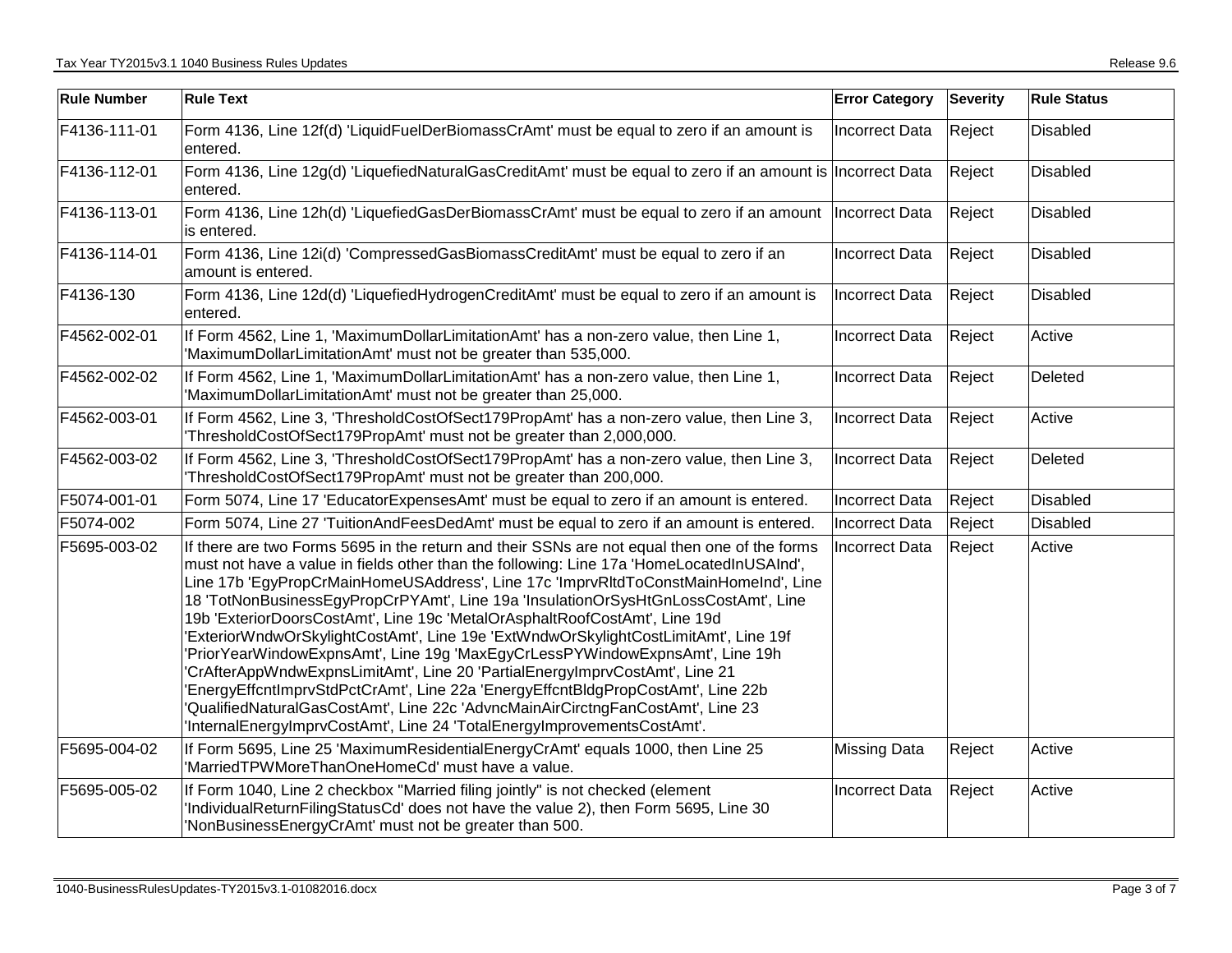| Rule Number | Rule Text | Error Category | Severity | Rule Status |
|---|---|---|---|---|
| F4136-111-01 | Form 4136, Line 12f(d) 'LiquidFuelDerBiomassCrAmt' must be equal to zero if an amount is entered. | Incorrect Data | Reject | Disabled |
| F4136-112-01 | Form 4136, Line 12g(d) 'LiquefiedNaturalGasCreditAmt' must be equal to zero if an amount is entered. | Incorrect Data | Reject | Disabled |
| F4136-113-01 | Form 4136, Line 12h(d) 'LiquefiedGasDerBiomassCrAmt' must be equal to zero if an amount is entered. | Incorrect Data | Reject | Disabled |
| F4136-114-01 | Form 4136, Line 12i(d) 'CompressedGasBiomassCreditAmt' must be equal to zero if an amount is entered. | Incorrect Data | Reject | Disabled |
| F4136-130 | Form 4136, Line 12d(d) 'LiquefiedHydrogenCreditAmt' must be equal to zero if an amount is entered. | Incorrect Data | Reject | Disabled |
| F4562-002-01 | If Form 4562, Line 1, 'MaximumDollarLimitationAmt' has a non-zero value, then Line 1, 'MaximumDollarLimitationAmt' must not be greater than 535,000. | Incorrect Data | Reject | Active |
| F4562-002-02 | If Form 4562, Line 1, 'MaximumDollarLimitationAmt' has a non-zero value, then Line 1, 'MaximumDollarLimitationAmt' must not be greater than 25,000. | Incorrect Data | Reject | Deleted |
| F4562-003-01 | If Form 4562, Line 3, 'ThresholdCostOfSect179PropAmt' has a non-zero value, then Line 3, 'ThresholdCostOfSect179PropAmt' must not be greater than 2,000,000. | Incorrect Data | Reject | Active |
| F4562-003-02 | If Form 4562, Line 3, 'ThresholdCostOfSect179PropAmt' has a non-zero value, then Line 3, 'ThresholdCostOfSect179PropAmt' must not be greater than 200,000. | Incorrect Data | Reject | Deleted |
| F5074-001-01 | Form 5074, Line 17 'EducatorExpensesAmt' must be equal to zero if an amount is entered. | Incorrect Data | Reject | Disabled |
| F5074-002 | Form 5074, Line 27 'TuitionAndFeesDedAmt' must be equal to zero if an amount is entered. | Incorrect Data | Reject | Disabled |
| F5695-003-02 | If there are two Forms 5695 in the return and their SSNs are not equal then one of the forms must not have a value in fields other than the following: Line 17a 'HomeLocatedInUSAInd', Line 17b 'EgyPropCrMainHomeUSAddress', Line 17c 'ImprvRltdToConstMainHomeInd', Line 18 'TotNonBusinessEgyPropCrPYAmt', Line 19a 'InsulationOrSysHtGnLossCostAmt', Line 19b 'ExteriorDoorsCostAmt', Line 19c 'MetalOrAsphaltRoofCostAmt', Line 19d 'ExteriorWndwOrSkylightCostAmt', Line 19e 'ExtWndwOrSkylightCostLimitAmt', Line 19f 'PriorYearWindowExpnsAmt', Line 19g 'MaxEgyCrLessPYWindowExpnsAmt', Line 19h 'CrAfterAppWndwExpnsLimitAmt', Line 20 'PartialEnergyImprvCostAmt', Line 21 'EnergyEffcntImprvStdPctCrAmt', Line 22a 'EnergyEffcntBldgPropCostAmt', Line 22b 'QualifiedNaturalGasCostAmt', Line 22c 'AdvncMainAirCirctngFanCostAmt', Line 23 'InternalEnergyImprvCostAmt', Line 24 'TotalEnergyImprovementsCostAmt'. | Incorrect Data | Reject | Active |
| F5695-004-02 | If Form 5695, Line 25 'MaximumResidentialEnergyCrAmt' equals 1000, then Line 25 'MarriedTPWMoreThanOneHomeCd' must have a value. | Missing Data | Reject | Active |
| F5695-005-02 | If Form 1040, Line 2 checkbox "Married filing jointly" is not checked (element 'IndividualReturnFilingStatusCd' does not have the value 2), then Form 5695, Line 30 'NonBusinessEnergyCrAmt' must not be greater than 500. | Incorrect Data | Reject | Active |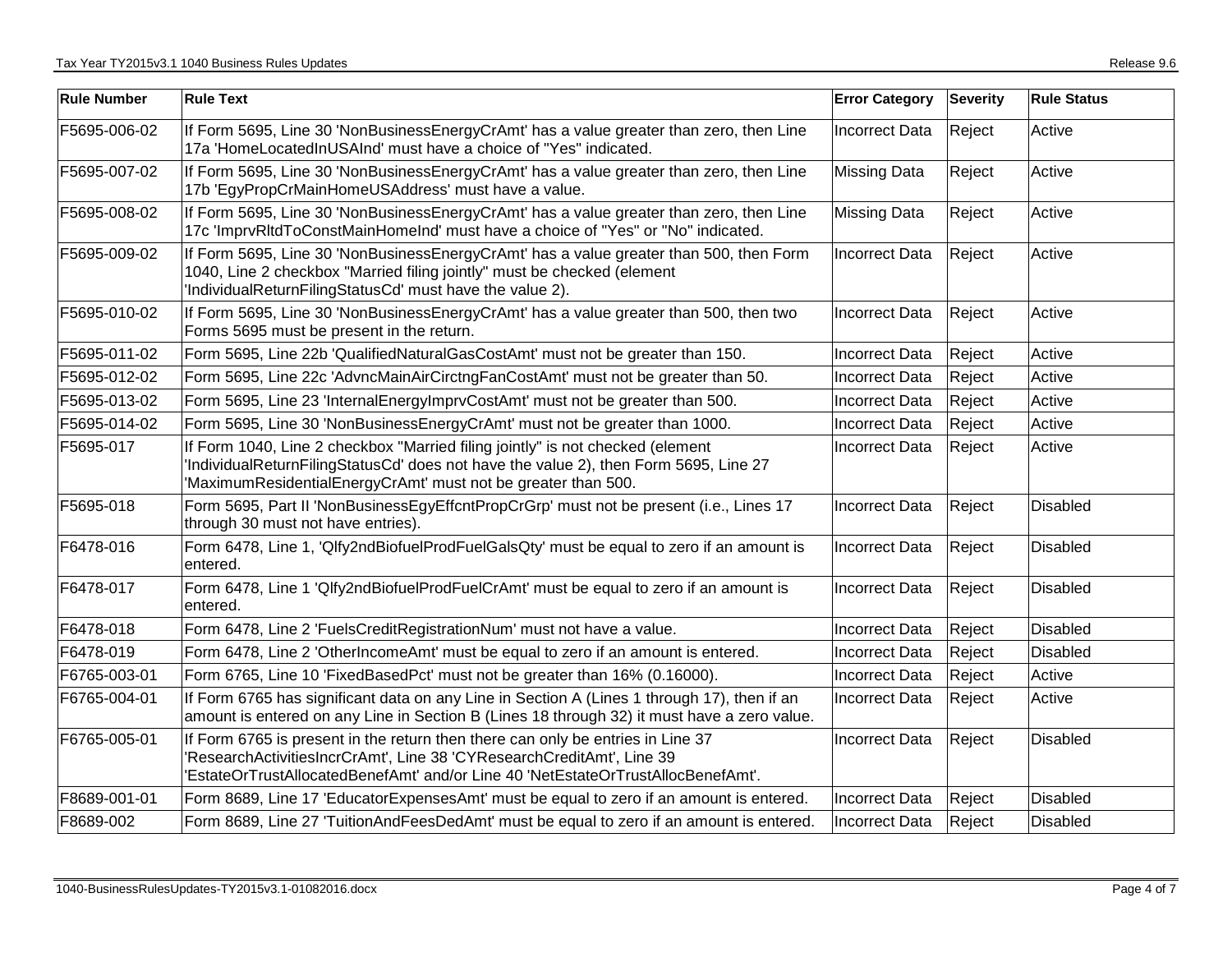| Rule Number | Rule Text | Error Category | Severity | Rule Status |
|---|---|---|---|---|
| F5695-006-02 | If Form 5695, Line 30 'NonBusinessEnergyCrAmt' has a value greater than zero, then Line 17a 'HomeLocatedInUSAInd' must have a choice of "Yes" indicated. | Incorrect Data | Reject | Active |
| F5695-007-02 | If Form 5695, Line 30 'NonBusinessEnergyCrAmt' has a value greater than zero, then Line 17b 'EgyPropCrMainHomeUSAddress' must have a value. | Missing Data | Reject | Active |
| F5695-008-02 | If Form 5695, Line 30 'NonBusinessEnergyCrAmt' has a value greater than zero, then Line 17c 'ImprvRltdToConstMainHomeInd' must have a choice of "Yes" or "No" indicated. | Missing Data | Reject | Active |
| F5695-009-02 | If Form 5695, Line 30 'NonBusinessEnergyCrAmt' has a value greater than 500, then Form 1040, Line 2 checkbox "Married filing jointly" must be checked (element 'IndividualReturnFilingStatusCd' must have the value 2). | Incorrect Data | Reject | Active |
| F5695-010-02 | If Form 5695, Line 30 'NonBusinessEnergyCrAmt' has a value greater than 500, then two Forms 5695 must be present in the return. | Incorrect Data | Reject | Active |
| F5695-011-02 | Form 5695, Line 22b 'QualifiedNaturalGasCostAmt' must not be greater than 150. | Incorrect Data | Reject | Active |
| F5695-012-02 | Form 5695, Line 22c 'AdvncMainAirCirctngFanCostAmt' must not be greater than 50. | Incorrect Data | Reject | Active |
| F5695-013-02 | Form 5695, Line 23 'InternalEnergyImprvCostAmt' must not be greater than 500. | Incorrect Data | Reject | Active |
| F5695-014-02 | Form 5695, Line 30 'NonBusinessEnergyCrAmt' must not be greater than 1000. | Incorrect Data | Reject | Active |
| F5695-017 | If Form 1040, Line 2 checkbox "Married filing jointly" is not checked (element 'IndividualReturnFilingStatusCd' does not have the value 2), then Form 5695, Line 27 'MaximumResidentialEnergyCrAmt' must not be greater than 500. | Incorrect Data | Reject | Active |
| F5695-018 | Form 5695, Part II 'NonBusinessEgyEffcntPropCrGrp' must not be present (i.e., Lines 17 through 30 must not have entries). | Incorrect Data | Reject | Disabled |
| F6478-016 | Form 6478, Line 1, 'Qlfy2ndBiofuelProdFuelGalsQty' must be equal to zero if an amount is entered. | Incorrect Data | Reject | Disabled |
| F6478-017 | Form 6478, Line 1 'Qlfy2ndBiofuelProdFuelCrAmt' must be equal to zero if an amount is entered. | Incorrect Data | Reject | Disabled |
| F6478-018 | Form 6478, Line 2 'FuelsCreditRegistrationNum' must not have a value. | Incorrect Data | Reject | Disabled |
| F6478-019 | Form 6478, Line 2 'OtherIncomeAmt' must be equal to zero if an amount is entered. | Incorrect Data | Reject | Disabled |
| F6765-003-01 | Form 6765, Line 10 'FixedBasedPct' must not be greater than 16% (0.16000). | Incorrect Data | Reject | Active |
| F6765-004-01 | If Form 6765 has significant data on any Line in Section A (Lines 1 through 17), then if an amount is entered on any Line in Section B (Lines 18 through 32) it must have a zero value. | Incorrect Data | Reject | Active |
| F6765-005-01 | If Form 6765 is present in the return then there can only be entries in Line 37 'ResearchActivitiesIncrCrAmt', Line 38 'CYResearchCreditAmt', Line 39 'EstateOrTrustAllocatedBenefAmt' and/or Line 40 'NetEstateOrTrustAllocBenefAmt'. | Incorrect Data | Reject | Disabled |
| F8689-001-01 | Form 8689, Line 17 'EducatorExpensesAmt' must be equal to zero if an amount is entered. | Incorrect Data | Reject | Disabled |
| F8689-002 | Form 8689, Line 27 'TuitionAndFeesDedAmt' must be equal to zero if an amount is entered. | Incorrect Data | Reject | Disabled |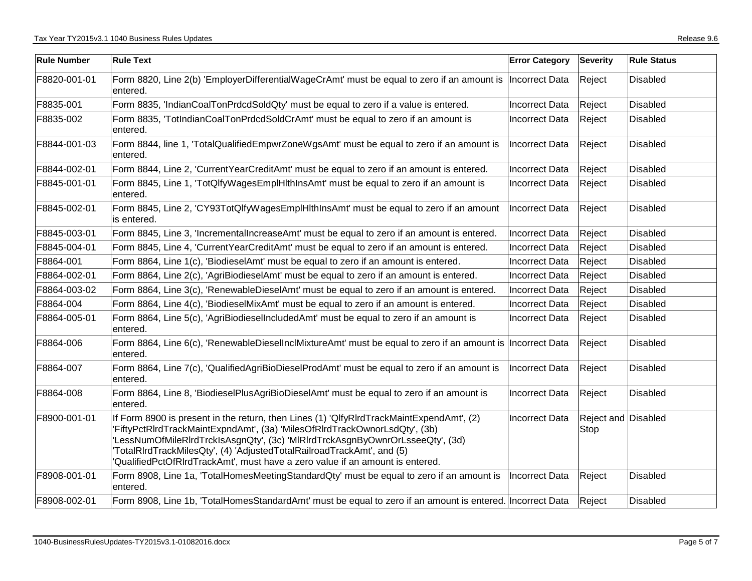| Rule Number | Rule Text | Error Category | Severity | Rule Status |
|---|---|---|---|---|
| F8820-001-01 | Form 8820, Line 2(b) 'EmployerDifferentialWageCrAmt' must be equal to zero if an amount is entered. | Incorrect Data | Reject | Disabled |
| F8835-001 | Form 8835, 'IndianCoalTonPrdcdSoldQty' must be equal to zero if a value is entered. | Incorrect Data | Reject | Disabled |
| F8835-002 | Form 8835, 'TotIndianCoalTonPrdcdSoldCrAmt' must be equal to zero if an amount is entered. | Incorrect Data | Reject | Disabled |
| F8844-001-03 | Form 8844, line 1, 'TotalQualifiedEmpwrZoneWgsAmt' must be equal to zero if an amount is entered. | Incorrect Data | Reject | Disabled |
| F8844-002-01 | Form 8844, Line 2, 'CurrentYearCreditAmt' must be equal to zero if an amount is entered. | Incorrect Data | Reject | Disabled |
| F8845-001-01 | Form 8845, Line 1, 'TotQlfyWagesEmplHlthInsAmt' must be equal to zero if an amount is entered. | Incorrect Data | Reject | Disabled |
| F8845-002-01 | Form 8845, Line 2, 'CY93TotQlfyWagesEmplHlthInsAmt' must be equal to zero if an amount is entered. | Incorrect Data | Reject | Disabled |
| F8845-003-01 | Form 8845, Line 3, 'IncrementalIncreaseAmt' must be equal to zero if an amount is entered. | Incorrect Data | Reject | Disabled |
| F8845-004-01 | Form 8845, Line 4, 'CurrentYearCreditAmt' must be equal to zero if an amount is entered. | Incorrect Data | Reject | Disabled |
| F8864-001 | Form 8864, Line 1(c), 'BiodieselAmt' must be equal to zero if an amount is entered. | Incorrect Data | Reject | Disabled |
| F8864-002-01 | Form 8864, Line 2(c), 'AgriBiodieselAmt' must be equal to zero if an amount is entered. | Incorrect Data | Reject | Disabled |
| F8864-003-02 | Form 8864, Line 3(c), 'RenewableDieselAmt' must be equal to zero if an amount is entered. | Incorrect Data | Reject | Disabled |
| F8864-004 | Form 8864, Line 4(c), 'BiodieselMixAmt' must be equal to zero if an amount is entered. | Incorrect Data | Reject | Disabled |
| F8864-005-01 | Form 8864, Line 5(c), 'AgriBiodieselIncludedAmt' must be equal to zero if an amount is entered. | Incorrect Data | Reject | Disabled |
| F8864-006 | Form 8864, Line 6(c), 'RenewableDieselInclMixtureAmt' must be equal to zero if an amount is entered. | Incorrect Data | Reject | Disabled |
| F8864-007 | Form 8864, Line 7(c), 'QualifiedAgriBioDieselProdAmt' must be equal to zero if an amount is entered. | Incorrect Data | Reject | Disabled |
| F8864-008 | Form 8864, Line 8, 'BiodieselPlusAgriBioDieselAmt' must be equal to zero if an amount is entered. | Incorrect Data | Reject | Disabled |
| F8900-001-01 | If Form 8900 is present in the return, then Lines (1) 'QlfyRlrdTrackMaintExpendAmt', (2) 'FiftyPctRlrdTrackMaintExpndAmt', (3a) 'MilesOfRlrdTrackOwnorLsdQty', (3b) 'LessNumOfMileRlrdTrckIsAsgnQty', (3c) 'MlRlrdTrckAsgnByOwnrOrLsseeQty', (3d) 'TotalRlrdTrackMilesQty', (4) 'AdjustedTotalRailroadTrackAmt', and (5) 'QualifiedPctOfRlrdTrackAmt', must have a zero value if an amount is entered. | Incorrect Data | Reject and Stop | Disabled |
| F8908-001-01 | Form 8908, Line 1a, 'TotalHomesMeetingStandardQty' must be equal to zero if an amount is entered. | Incorrect Data | Reject | Disabled |
| F8908-002-01 | Form 8908, Line 1b, 'TotalHomesStandardAmt' must be equal to zero if an amount is entered. | Incorrect Data | Reject | Disabled |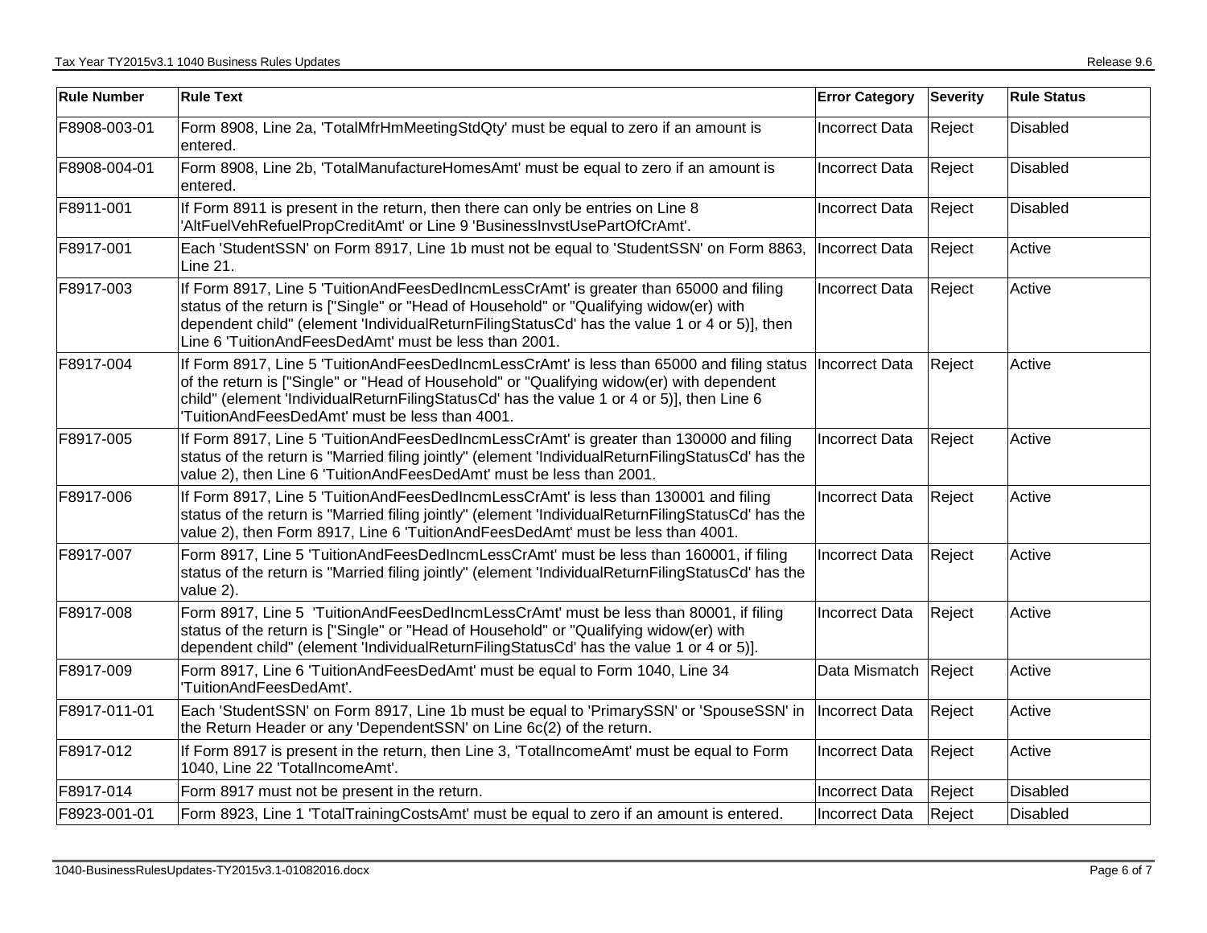| Rule Number | Rule Text | Error Category | Severity | Rule Status |
|---|---|---|---|---|
| F8908-003-01 | Form 8908, Line 2a, 'TotalMfrHmMeetingStdQty' must be equal to zero if an amount is entered. | Incorrect Data | Reject | Disabled |
| F8908-004-01 | Form 8908, Line 2b, 'TotalManufactureHomesAmt' must be equal to zero if an amount is entered. | Incorrect Data | Reject | Disabled |
| F8911-001 | If Form 8911 is present in the return, then there can only be entries on Line 8 'AltFuelVehRefuelPropCreditAmt' or Line 9 'BusinessInvstUsePartOfCrAmt'. | Incorrect Data | Reject | Disabled |
| F8917-001 | Each 'StudentSSN' on Form 8917, Line 1b must not be equal to 'StudentSSN' on Form 8863, Line 21. | Incorrect Data | Reject | Active |
| F8917-003 | If Form 8917, Line 5 'TuitionAndFeesDedIncmLessCrAmt' is greater than 65000 and filing status of the return is ["Single" or "Head of Household" or "Qualifying widow(er) with dependent child" (element 'IndividualReturnFilingStatusCd' has the value 1 or 4 or 5)], then Line 6 'TuitionAndFeesDedAmt' must be less than 2001. | Incorrect Data | Reject | Active |
| F8917-004 | If Form 8917, Line 5 'TuitionAndFeesDedIncmLessCrAmt' is less than 65000 and filing status of the return is ["Single" or "Head of Household" or "Qualifying widow(er) with dependent child" (element 'IndividualReturnFilingStatusCd' has the value 1 or 4 or 5)], then Line 6 'TuitionAndFeesDedAmt' must be less than 4001. | Incorrect Data | Reject | Active |
| F8917-005 | If Form 8917, Line 5 'TuitionAndFeesDedIncmLessCrAmt' is greater than 130000 and filing status of the return is "Married filing jointly" (element 'IndividualReturnFilingStatusCd' has the value 2), then Line 6 'TuitionAndFeesDedAmt' must be less than 2001. | Incorrect Data | Reject | Active |
| F8917-006 | If Form 8917, Line 5 'TuitionAndFeesDedIncmLessCrAmt' is less than 130001 and filing status of the return is "Married filing jointly" (element 'IndividualReturnFilingStatusCd' has the value 2), then Form 8917, Line 6 'TuitionAndFeesDedAmt' must be less than 4001. | Incorrect Data | Reject | Active |
| F8917-007 | Form 8917, Line 5 'TuitionAndFeesDedIncmLessCrAmt' must be less than 160001, if filing status of the return is "Married filing jointly" (element 'IndividualReturnFilingStatusCd' has the value 2). | Incorrect Data | Reject | Active |
| F8917-008 | Form 8917, Line 5 'TuitionAndFeesDedIncmLessCrAmt' must be less than 80001, if filing status of the return is ["Single" or "Head of Household" or "Qualifying widow(er) with dependent child" (element 'IndividualReturnFilingStatusCd' has the value 1 or 4 or 5)]. | Incorrect Data | Reject | Active |
| F8917-009 | Form 8917, Line 6 'TuitionAndFeesDedAmt' must be equal to Form 1040, Line 34 'TuitionAndFeesDedAmt'. | Data Mismatch | Reject | Active |
| F8917-011-01 | Each 'StudentSSN' on Form 8917, Line 1b must be equal to 'PrimarySSN' or 'SpouseSSN' in the Return Header or any 'DependentSSN' on Line 6c(2) of the return. | Incorrect Data | Reject | Active |
| F8917-012 | If Form 8917 is present in the return, then Line 3, 'TotalIncomeAmt' must be equal to Form 1040, Line 22 'TotalIncomeAmt'. | Incorrect Data | Reject | Active |
| F8917-014 | Form 8917 must not be present in the return. | Incorrect Data | Reject | Disabled |
| F8923-001-01 | Form 8923, Line 1 'TotalTrainingCostsAmt' must be equal to zero if an amount is entered. | Incorrect Data | Reject | Disabled |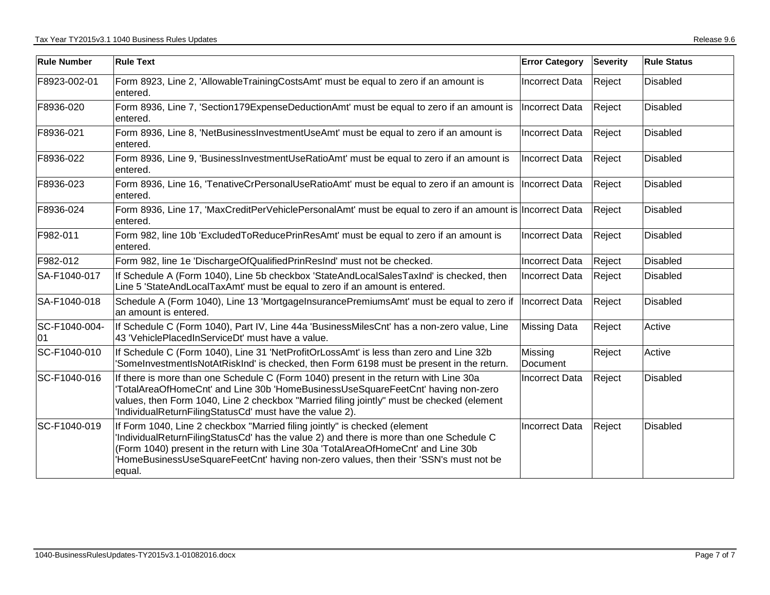| Rule Number | Rule Text | Error Category | Severity | Rule Status |
|---|---|---|---|---|
| F8923-002-01 | Form 8923, Line 2, 'AllowableTrainingCostsAmt' must be equal to zero if an amount is entered. | Incorrect Data | Reject | Disabled |
| F8936-020 | Form 8936, Line 7, 'Section179ExpenseDeductionAmt' must be equal to zero if an amount is entered. | Incorrect Data | Reject | Disabled |
| F8936-021 | Form 8936, Line 8, 'NetBusinessInvestmentUseAmt' must be equal to zero if an amount is entered. | Incorrect Data | Reject | Disabled |
| F8936-022 | Form 8936, Line 9, 'BusinessInvestmentUseRatioAmt' must be equal to zero if an amount is entered. | Incorrect Data | Reject | Disabled |
| F8936-023 | Form 8936, Line 16, 'TenativeCrPersonalUseRatioAmt' must be equal to zero if an amount is entered. | Incorrect Data | Reject | Disabled |
| F8936-024 | Form 8936, Line 17, 'MaxCreditPerVehiclePersonalAmt' must be equal to zero if an amount is entered. | Incorrect Data | Reject | Disabled |
| F982-011 | Form 982, line 10b 'ExcludedToReducePrinResAmt' must be equal to zero if an amount is entered. | Incorrect Data | Reject | Disabled |
| F982-012 | Form 982, line 1e 'DischargeOfQualifiedPrinResInd' must not be checked. | Incorrect Data | Reject | Disabled |
| SA-F1040-017 | If Schedule A (Form 1040), Line 5b checkbox 'StateAndLocalSalesTaxInd' is checked, then Line 5 'StateAndLocalTaxAmt' must be equal to zero if an amount is entered. | Incorrect Data | Reject | Disabled |
| SA-F1040-018 | Schedule A (Form 1040), Line 13 'MortgageInsurancePremiumsAmt' must be equal to zero if an amount is entered. | Incorrect Data | Reject | Disabled |
| SC-F1040-004-01 | If Schedule C (Form 1040), Part IV, Line 44a 'BusinessMilesCnt' has a non-zero value, Line 43 'VehiclePlacedInServiceDt' must have a value. | Missing Data | Reject | Active |
| SC-F1040-010 | If Schedule C (Form 1040), Line 31 'NetProfitOrLossAmt' is less than zero and Line 32b 'SomeInvestmentIsNotAtRiskInd' is checked, then Form 6198 must be present in the return. | Missing Document | Reject | Active |
| SC-F1040-016 | If there is more than one Schedule C (Form 1040) present in the return with Line 30a 'TotalAreaOfHomeCnt' and Line 30b 'HomeBusinessUseSquareFeetCnt' having non-zero values, then Form 1040, Line 2 checkbox "Married filing jointly" must be checked (element 'IndividualReturnFilingStatusCd' must have the value 2). | Incorrect Data | Reject | Disabled |
| SC-F1040-019 | If Form 1040, Line 2 checkbox "Married filing jointly" is checked (element 'IndividualReturnFilingStatusCd' has the value 2) and there is more than one Schedule C (Form 1040) present in the return with Line 30a 'TotalAreaOfHomeCnt' and Line 30b 'HomeBusinessUseSquareFeetCnt' having non-zero values, then their 'SSN's must not be equal. | Incorrect Data | Reject | Disabled |